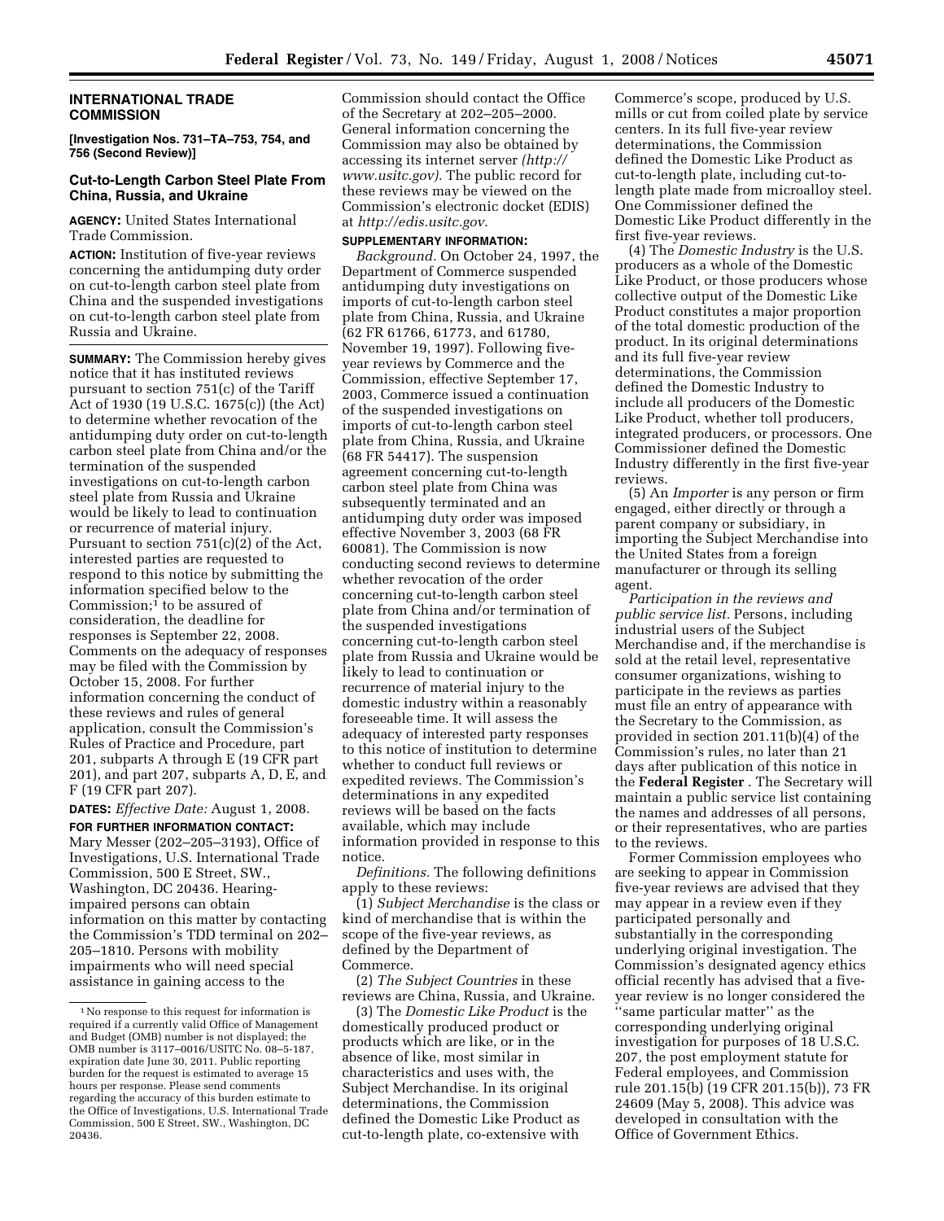## INTERNATIONAL TRADE COMMISSION

**[Investigation Nos. 731–TA–753, 754, and 756 (Second Review)]**

### Cut-to-Length Carbon Steel Plate From China, Russia, and Ukraine

**AGENCY:** United States International Trade Commission.

**ACTION:** Institution of five-year reviews concerning the antidumping duty order on cut-to-length carbon steel plate from China and the suspended investigations on cut-to-length carbon steel plate from Russia and Ukraine.

**SUMMARY:** The Commission hereby gives notice that it has instituted reviews pursuant to section 751(c) of the Tariff Act of 1930 (19 U.S.C. 1675(c)) (the Act) to determine whether revocation of the antidumping duty order on cut-to-length carbon steel plate from China and/or the termination of the suspended investigations on cut-to-length carbon steel plate from Russia and Ukraine would be likely to lead to continuation or recurrence of material injury. Pursuant to section 751(c)(2) of the Act, interested parties are requested to respond to this notice by submitting the information specified below to the Commission;[1] to be assured of consideration, the deadline for responses is September 22, 2008. Comments on the adequacy of responses may be filed with the Commission by October 15, 2008. For further information concerning the conduct of these reviews and rules of general application, consult the Commission's Rules of Practice and Procedure, part 201, subparts A through E (19 CFR part 201), and part 207, subparts A, D, E, and F (19 CFR part 207).

**DATES:** *Effective Date:* August 1, 2008.

**FOR FURTHER INFORMATION CONTACT:** Mary Messer (202–205–3193), Office of Investigations, U.S. International Trade Commission, 500 E Street, SW., Washington, DC 20436. Hearing-impaired persons can obtain information on this matter by contacting the Commission's TDD terminal on 202–205–1810. Persons with mobility impairments who will need special assistance in gaining access to the Commission should contact the Office of the Secretary at 202–205–2000. General information concerning the Commission may also be obtained by accessing its internet server *(http://www.usitc.gov)*. The public record for these reviews may be viewed on the Commission's electronic docket (EDIS) at *http://edis.usitc.gov.*

**SUPPLEMENTARY INFORMATION:**

*Background.* On October 24, 1997, the Department of Commerce suspended antidumping duty investigations on imports of cut-to-length carbon steel plate from China, Russia, and Ukraine (62 FR 61766, 61773, and 61780, November 19, 1997). Following five-year reviews by Commerce and the Commission, effective September 17, 2003, Commerce issued a continuation of the suspended investigations on imports of cut-to-length carbon steel plate from China, Russia, and Ukraine (68 FR 54417). The suspension agreement concerning cut-to-length carbon steel plate from China was subsequently terminated and an antidumping duty order was imposed effective November 3, 2003 (68 FR 60081). The Commission is now conducting second reviews to determine whether revocation of the order concerning cut-to-length carbon steel plate from China and/or termination of the suspended investigations concerning cut-to-length carbon steel plate from Russia and Ukraine would be likely to lead to continuation or recurrence of material injury to the domestic industry within a reasonably foreseeable time. It will assess the adequacy of interested party responses to this notice of institution to determine whether to conduct full reviews or expedited reviews. The Commission's determinations in any expedited reviews will be based on the facts available, which may include information provided in response to this notice.

*Definitions.* The following definitions apply to these reviews:

(1) *Subject Merchandise* is the class or kind of merchandise that is within the scope of the five-year reviews, as defined by the Department of Commerce.

(2) *The Subject Countries* in these reviews are China, Russia, and Ukraine.

(3) The *Domestic Like Product* is the domestically produced product or products which are like, or in the absence of like, most similar in characteristics and uses with, the Subject Merchandise. In its original determinations, the Commission defined the Domestic Like Product as cut-to-length plate, co-extensive with Commerce's scope, produced by U.S. mills or cut from coiled plate by service centers. In its full five-year review determinations, the Commission defined the Domestic Like Product as cut-to-length plate, including cut-to-length plate made from microalloy steel. One Commissioner defined the Domestic Like Product differently in the first five-year reviews.

(4) The *Domestic Industry* is the U.S. producers as a whole of the Domestic Like Product, or those producers whose collective output of the Domestic Like Product constitutes a major proportion of the total domestic production of the product. In its original determinations and its full five-year review determinations, the Commission defined the Domestic Industry to include all producers of the Domestic Like Product, whether toll producers, integrated producers, or processors. One Commissioner defined the Domestic Industry differently in the first five-year reviews.

(5) An *Importer* is any person or firm engaged, either directly or through a parent company or subsidiary, in importing the Subject Merchandise into the United States from a foreign manufacturer or through its selling agent.

*Participation in the reviews and public service list.* Persons, including industrial users of the Subject Merchandise and, if the merchandise is sold at the retail level, representative consumer organizations, wishing to participate in the reviews as parties must file an entry of appearance with the Secretary to the Commission, as provided in section 201.11(b)(4) of the Commission's rules, no later than 21 days after publication of this notice in the **Federal Register** . The Secretary will maintain a public service list containing the names and addresses of all persons, or their representatives, who are parties to the reviews.

Former Commission employees who are seeking to appear in Commission five-year reviews are advised that they may appear in a review even if they participated personally and substantially in the corresponding underlying original investigation. The Commission's designated agency ethics official recently has advised that a five-year review is no longer considered the "same particular matter" as the corresponding underlying original investigation for purposes of 18 U.S.C. 207, the post employment statute for Federal employees, and Commission rule 201.15(b) (19 CFR 201.15(b)), 73 FR 24609 (May 5, 2008). This advice was developed in consultation with the Office of Government Ethics.

[1] No response to this request for information is required if a currently valid Office of Management and Budget (OMB) number is not displayed; the OMB number is 3117–0016/USITC No. 08–5-187, expiration date June 30, 2011. Public reporting burden for the request is estimated to average 15 hours per response. Please send comments regarding the accuracy of this burden estimate to the Office of Investigations, U.S. International Trade Commission, 500 E Street, SW., Washington, DC 20436.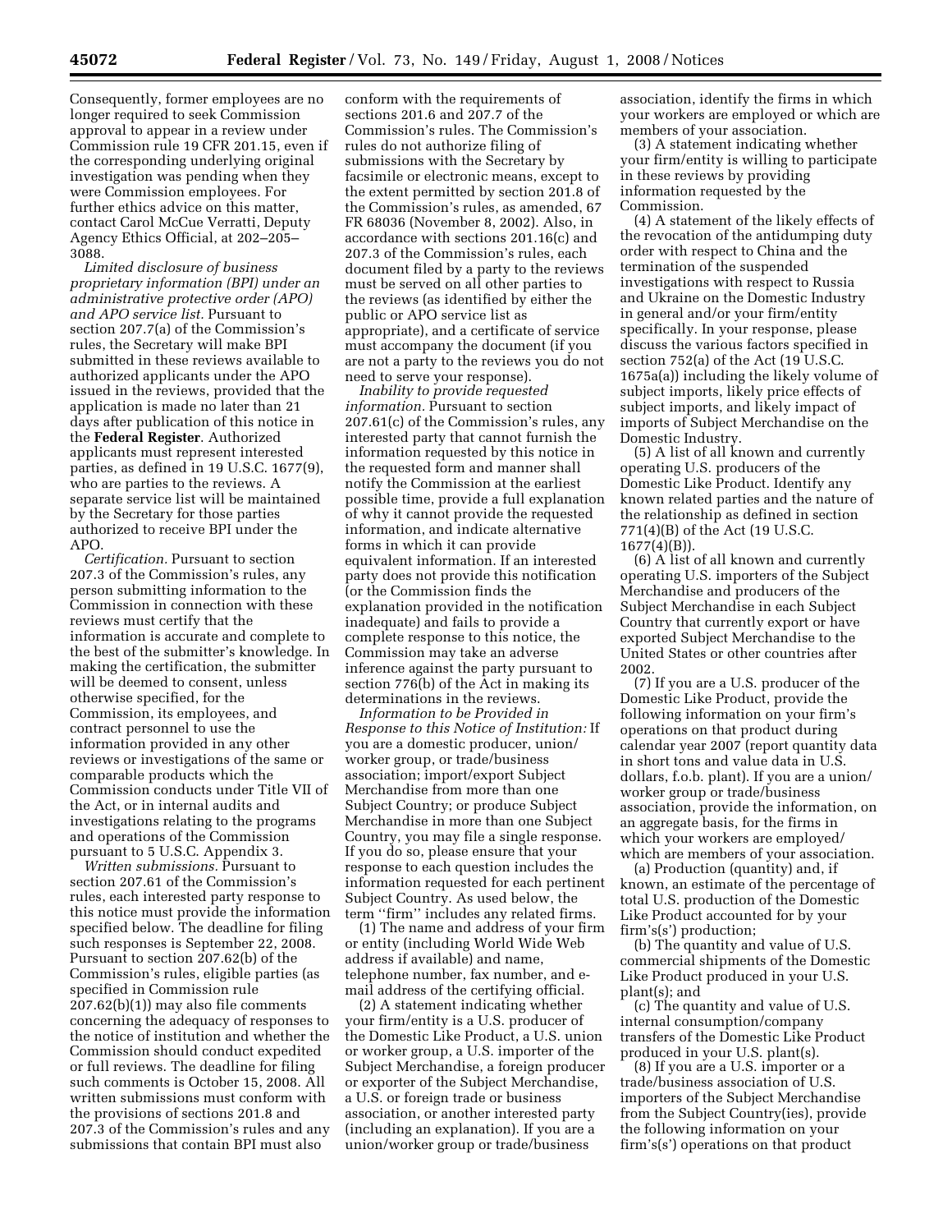Consequently, former employees are no longer required to seek Commission approval to appear in a review under Commission rule 19 CFR 201.15, even if the corresponding underlying original investigation was pending when they were Commission employees. For further ethics advice on this matter, contact Carol McCue Verratti, Deputy Agency Ethics Official, at 202–205–3088.

*Limited disclosure of business proprietary information (BPI) under an administrative protective order (APO) and APO service list.* Pursuant to section 207.7(a) of the Commission's rules, the Secretary will make BPI submitted in these reviews available to authorized applicants under the APO issued in the reviews, provided that the application is made no later than 21 days after publication of this notice in the **Federal Register**. Authorized applicants must represent interested parties, as defined in 19 U.S.C. 1677(9), who are parties to the reviews. A separate service list will be maintained by the Secretary for those parties authorized to receive BPI under the APO.

*Certification.* Pursuant to section 207.3 of the Commission's rules, any person submitting information to the Commission in connection with these reviews must certify that the information is accurate and complete to the best of the submitter's knowledge. In making the certification, the submitter will be deemed to consent, unless otherwise specified, for the Commission, its employees, and contract personnel to use the information provided in any other reviews or investigations of the same or comparable products which the Commission conducts under Title VII of the Act, or in internal audits and investigations relating to the programs and operations of the Commission pursuant to 5 U.S.C. Appendix 3.

*Written submissions.* Pursuant to section 207.61 of the Commission's rules, each interested party response to this notice must provide the information specified below. The deadline for filing such responses is September 22, 2008. Pursuant to section 207.62(b) of the Commission's rules, eligible parties (as specified in Commission rule 207.62(b)(1)) may also file comments concerning the adequacy of responses to the notice of institution and whether the Commission should conduct expedited or full reviews. The deadline for filing such comments is October 15, 2008. All written submissions must conform with the provisions of sections 201.8 and 207.3 of the Commission's rules and any submissions that contain BPI must also conform with the requirements of sections 201.6 and 207.7 of the Commission's rules. The Commission's rules do not authorize filing of submissions with the Secretary by facsimile or electronic means, except to the extent permitted by section 201.8 of the Commission's rules, as amended, 67 FR 68036 (November 8, 2002). Also, in accordance with sections 201.16(c) and 207.3 of the Commission's rules, each document filed by a party to the reviews must be served on all other parties to the reviews (as identified by either the public or APO service list as appropriate), and a certificate of service must accompany the document (if you are not a party to the reviews you do not need to serve your response).

*Inability to provide requested information.* Pursuant to section 207.61(c) of the Commission's rules, any interested party that cannot furnish the information requested by this notice in the requested form and manner shall notify the Commission at the earliest possible time, provide a full explanation of why it cannot provide the requested information, and indicate alternative forms in which it can provide equivalent information. If an interested party does not provide this notification (or the Commission finds the explanation provided in the notification inadequate) and fails to provide a complete response to this notice, the Commission may take an adverse inference against the party pursuant to section 776(b) of the Act in making its determinations in the reviews.

*Information to be Provided in Response to this Notice of Institution:* If you are a domestic producer, union/worker group, or trade/business association; import/export Subject Merchandise from more than one Subject Country; or produce Subject Merchandise in more than one Subject Country, you may file a single response. If you do so, please ensure that your response to each question includes the information requested for each pertinent Subject Country. As used below, the term ''firm'' includes any related firms.

(1) The name and address of your firm or entity (including World Wide Web address if available) and name, telephone number, fax number, and e-mail address of the certifying official.

(2) A statement indicating whether your firm/entity is a U.S. producer of the Domestic Like Product, a U.S. union or worker group, a U.S. importer of the Subject Merchandise, a foreign producer or exporter of the Subject Merchandise, a U.S. or foreign trade or business association, or another interested party (including an explanation). If you are a union/worker group or trade/business association, identify the firms in which your workers are employed or which are members of your association.

(3) A statement indicating whether your firm/entity is willing to participate in these reviews by providing information requested by the Commission.

(4) A statement of the likely effects of the revocation of the antidumping duty order with respect to China and the termination of the suspended investigations with respect to Russia and Ukraine on the Domestic Industry in general and/or your firm/entity specifically. In your response, please discuss the various factors specified in section 752(a) of the Act (19 U.S.C. 1675a(a)) including the likely volume of subject imports, likely price effects of subject imports, and likely impact of imports of Subject Merchandise on the Domestic Industry.

(5) A list of all known and currently operating U.S. producers of the Domestic Like Product. Identify any known related parties and the nature of the relationship as defined in section 771(4)(B) of the Act (19 U.S.C. 1677(4)(B)).

(6) A list of all known and currently operating U.S. importers of the Subject Merchandise and producers of the Subject Merchandise in each Subject Country that currently export or have exported Subject Merchandise to the United States or other countries after 2002.

(7) If you are a U.S. producer of the Domestic Like Product, provide the following information on your firm's operations on that product during calendar year 2007 (report quantity data in short tons and value data in U.S. dollars, f.o.b. plant). If you are a union/worker group or trade/business association, provide the information, on an aggregate basis, for the firms in which your workers are employed/which are members of your association.

(a) Production (quantity) and, if known, an estimate of the percentage of total U.S. production of the Domestic Like Product accounted for by your firm's(s') production;

(b) The quantity and value of U.S. commercial shipments of the Domestic Like Product produced in your U.S. plant(s); and

(c) The quantity and value of U.S. internal consumption/company transfers of the Domestic Like Product produced in your U.S. plant(s).

(8) If you are a U.S. importer or a trade/business association of U.S. importers of the Subject Merchandise from the Subject Country(ies), provide the following information on your firm's(s') operations on that product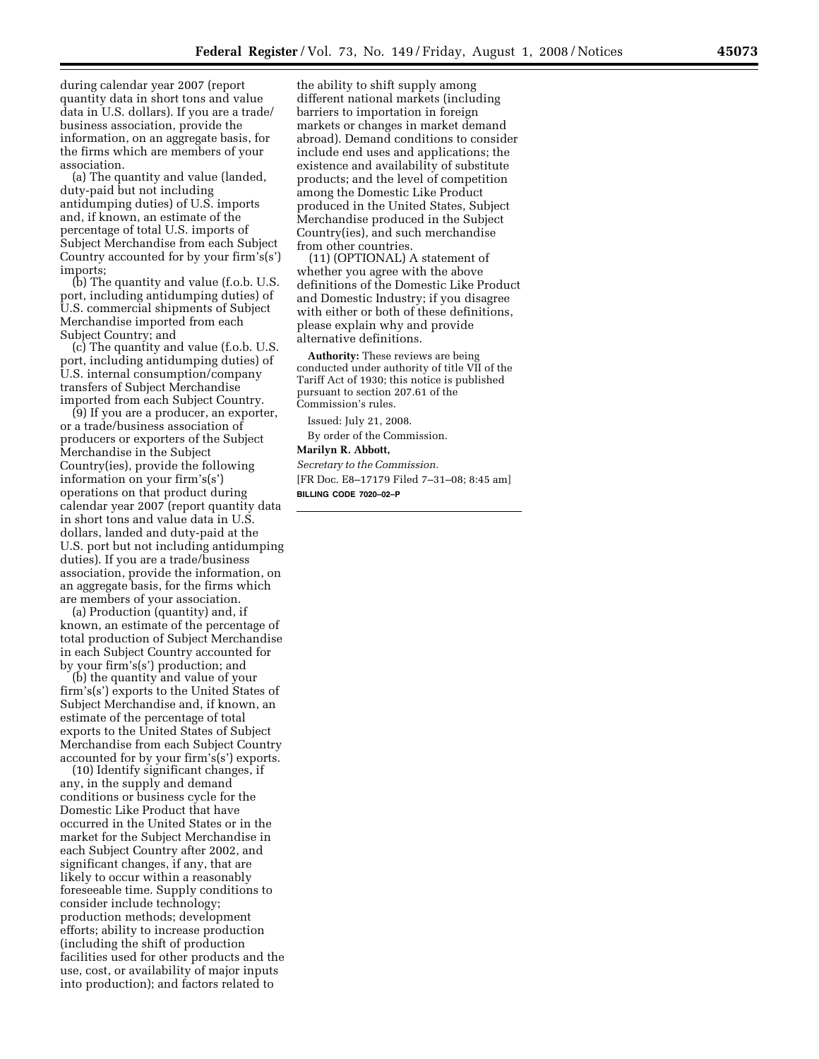during calendar year 2007 (report quantity data in short tons and value data in U.S. dollars). If you are a trade/business association, provide the information, on an aggregate basis, for the firms which are members of your association.

(a) The quantity and value (landed, duty-paid but not including antidumping duties) of U.S. imports and, if known, an estimate of the percentage of total U.S. imports of Subject Merchandise from each Subject Country accounted for by your firm's(s') imports;

(b) The quantity and value (f.o.b. U.S. port, including antidumping duties) of U.S. commercial shipments of Subject Merchandise imported from each Subject Country; and

(c) The quantity and value (f.o.b. U.S. port, including antidumping duties) of U.S. internal consumption/company transfers of Subject Merchandise imported from each Subject Country.

(9) If you are a producer, an exporter, or a trade/business association of producers or exporters of the Subject Merchandise in the Subject Country(ies), provide the following information on your firm's(s') operations on that product during calendar year 2007 (report quantity data in short tons and value data in U.S. dollars, landed and duty-paid at the U.S. port but not including antidumping duties). If you are a trade/business association, provide the information, on an aggregate basis, for the firms which are members of your association.

(a) Production (quantity) and, if known, an estimate of the percentage of total production of Subject Merchandise in each Subject Country accounted for by your firm's(s') production; and

(b) the quantity and value of your firm's(s') exports to the United States of Subject Merchandise and, if known, an estimate of the percentage of total exports to the United States of Subject Merchandise from each Subject Country accounted for by your firm's(s') exports.

(10) Identify significant changes, if any, in the supply and demand conditions or business cycle for the Domestic Like Product that have occurred in the United States or in the market for the Subject Merchandise in each Subject Country after 2002, and significant changes, if any, that are likely to occur within a reasonably foreseeable time. Supply conditions to consider include technology; production methods; development efforts; ability to increase production (including the shift of production facilities used for other products and the use, cost, or availability of major inputs into production); and factors related to the ability to shift supply among different national markets (including barriers to importation in foreign markets or changes in market demand abroad). Demand conditions to consider include end uses and applications; the existence and availability of substitute products; and the level of competition among the Domestic Like Product produced in the United States, Subject Merchandise produced in the Subject Country(ies), and such merchandise from other countries.

(11) (OPTIONAL) A statement of whether you agree with the above definitions of the Domestic Like Product and Domestic Industry; if you disagree with either or both of these definitions, please explain why and provide alternative definitions.

**Authority:** These reviews are being conducted under authority of title VII of the Tariff Act of 1930; this notice is published pursuant to section 207.61 of the Commission's rules.

Issued: July 21, 2008.

By order of the Commission.

**Marilyn R. Abbott,**

*Secretary to the Commission.*

[FR Doc. E8–17179 Filed 7–31–08; 8:45 am]

**BILLING CODE 7020–02–P**